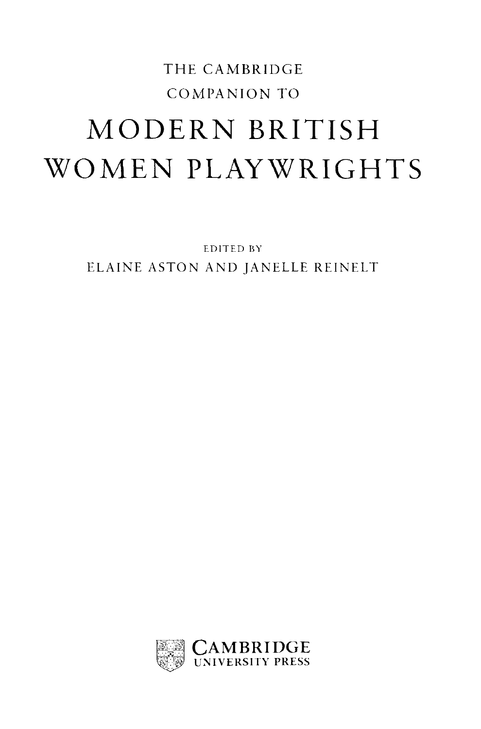THE CAMBRIDGE COMPANION TO

# MODERN BRITISH WOMEN PLAYWRIGHTS

EDITED BY

ELAINE ASTON AND JANELLE REINELT

CAMBRIDGE UNIVERSITY PRESS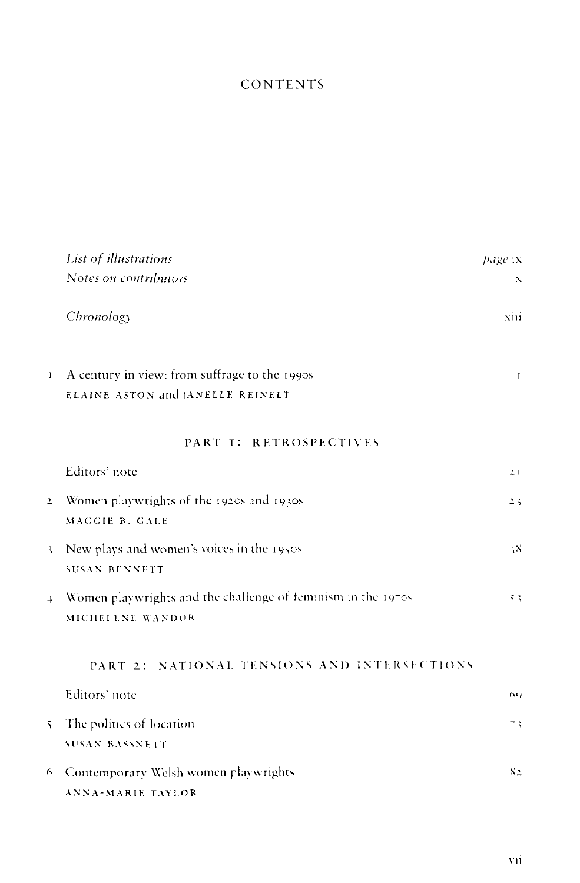# CONTENTS

| | | |
|---|---|---|
| | *List of illustrations* | *page* ix |
| | *Notes on contributors* | x |
| | *Chronology* | xiii |
| 1 | A century in view: from suffrage to the 1990s<br>ELAINE ASTON and JANELLE REINELT | 1 |

## PART 1: RETROSPECTIVES

| | | |
|---|---|---|
| | Editors' note | 21 |
| 2 | Women playwrights of the 1920s and 1930s<br>MAGGIE B. GALE | 23 |
| 3 | New plays and women's voices in the 1950s<br>SUSAN BENNETT | 38 |
| 4 | Women playwrights and the challenge of feminism in the 1970s<br>MICHELENE WANDOR | 53 |

## PART 2: NATIONAL TENSIONS AND INTERSECTIONS

| | | |
|---|---|---|
| | Editors' note | 69 |
| 5 | The politics of location<br>SUSAN BASSNETT | 73 |
| 6 | Contemporary Welsh women playwrights<br>ANNA-MARIE TAYLOR | 82 |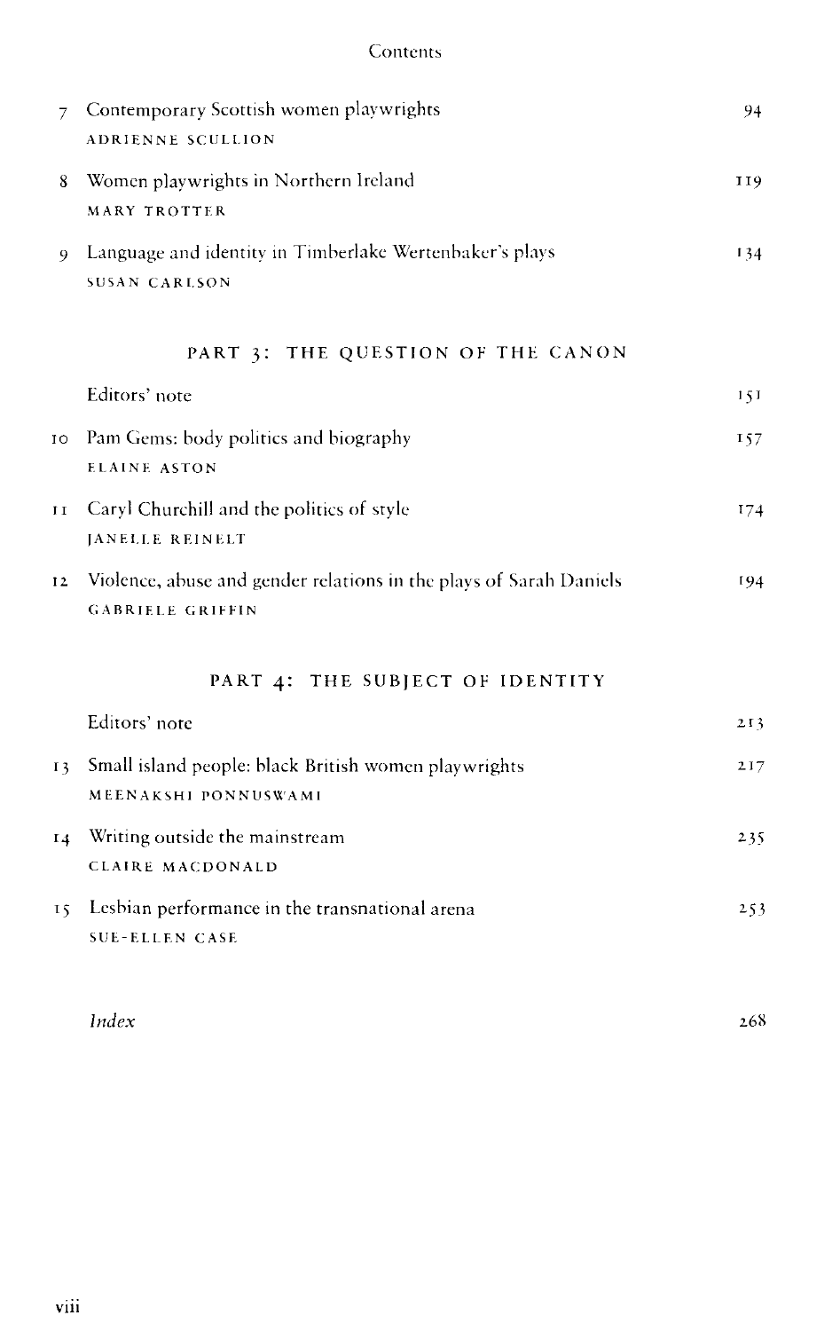7 Contemporary Scottish women playwrights 94
ADRIENNE SCULLION

8 Women playwrights in Northern Ireland 119
MARY TROTTER

9 Language and identity in Timberlake Wertenbaker's plays 134
SUSAN CARLSON

## PART 3: THE QUESTION OF THE CANON

Editors' note 151

10 Pam Gems: body politics and biography 157
ELAINE ASTON

11 Caryl Churchill and the politics of style 174
JANELLE REINELT

12 Violence, abuse and gender relations in the plays of Sarah Daniels 194
GABRIELE GRIFFIN

## PART 4: THE SUBJECT OF IDENTITY

Editors' note 213

13 Small island people: black British women playwrights 217
MEENAKSHI PONNUSWAMI

14 Writing outside the mainstream 235
CLAIRE MACDONALD

15 Lesbian performance in the transnational arena 253
SUE-ELLEN CASE

*Index* 268